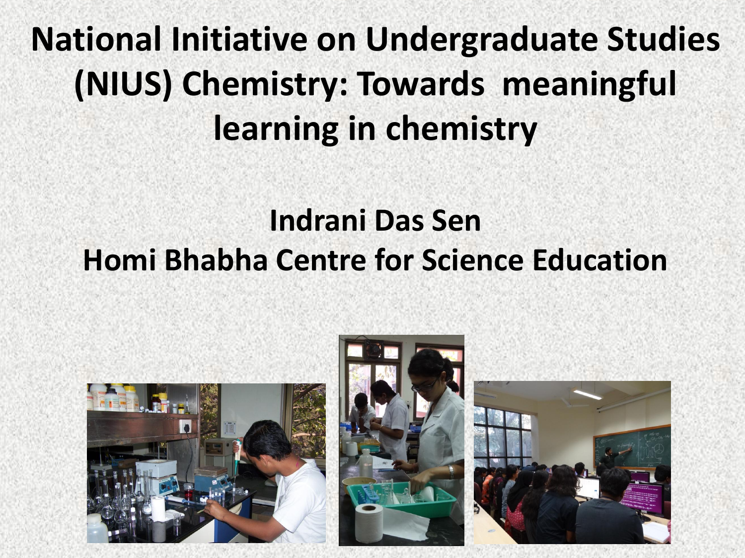# National Initiative on Undergraduate Studies (NIUS) Chemistry: Towards meaningful learning in chemistry

**Indrani Das Sen**

**Homi Bhabha Centre for Science Education**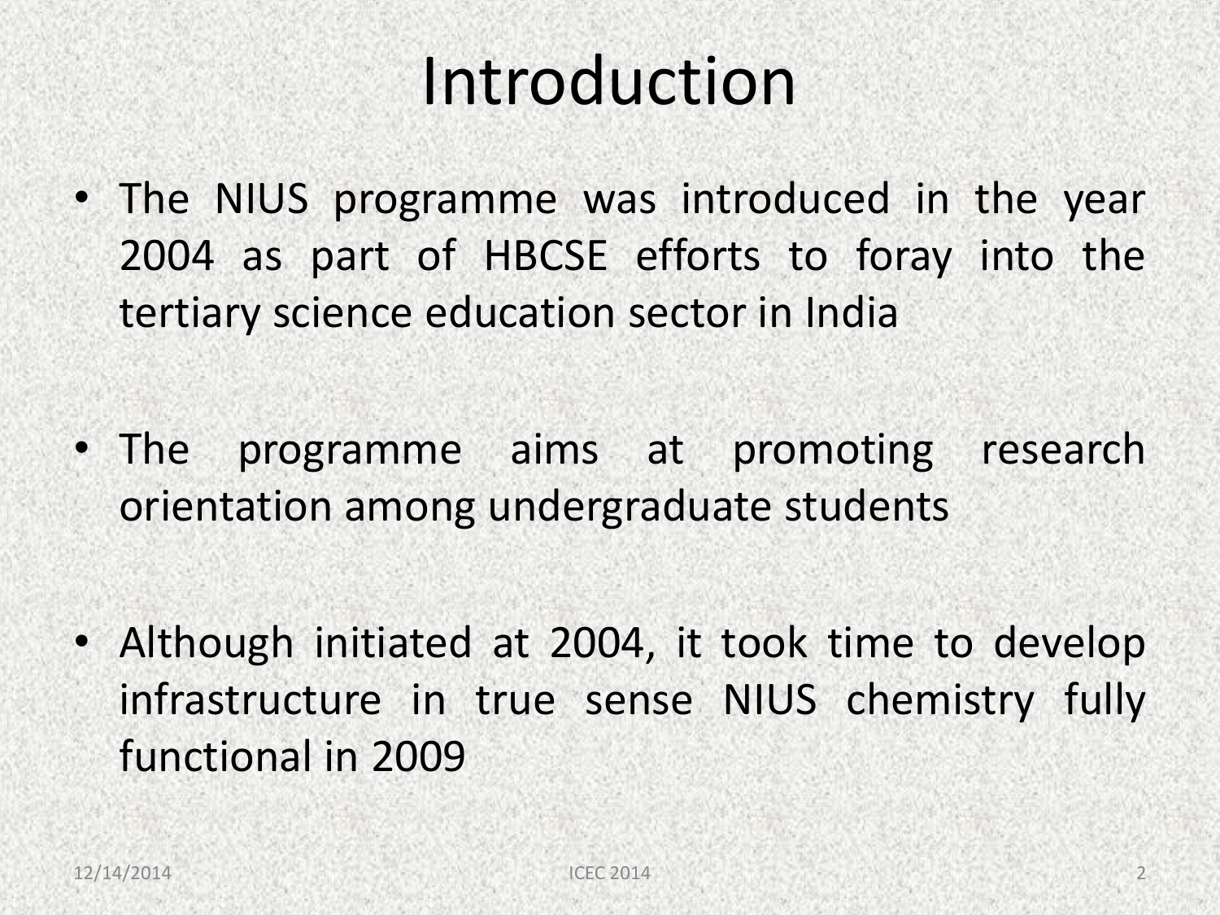# Introduction

- The NIUS programme was introduced in the year 2004 as part of HBCSE efforts to foray into the tertiary science education sector in India

- The programme aims at promoting research orientation among undergraduate students

- Although initiated at 2004, it took time to develop infrastructure in true sense NIUS chemistry fully functional in 2009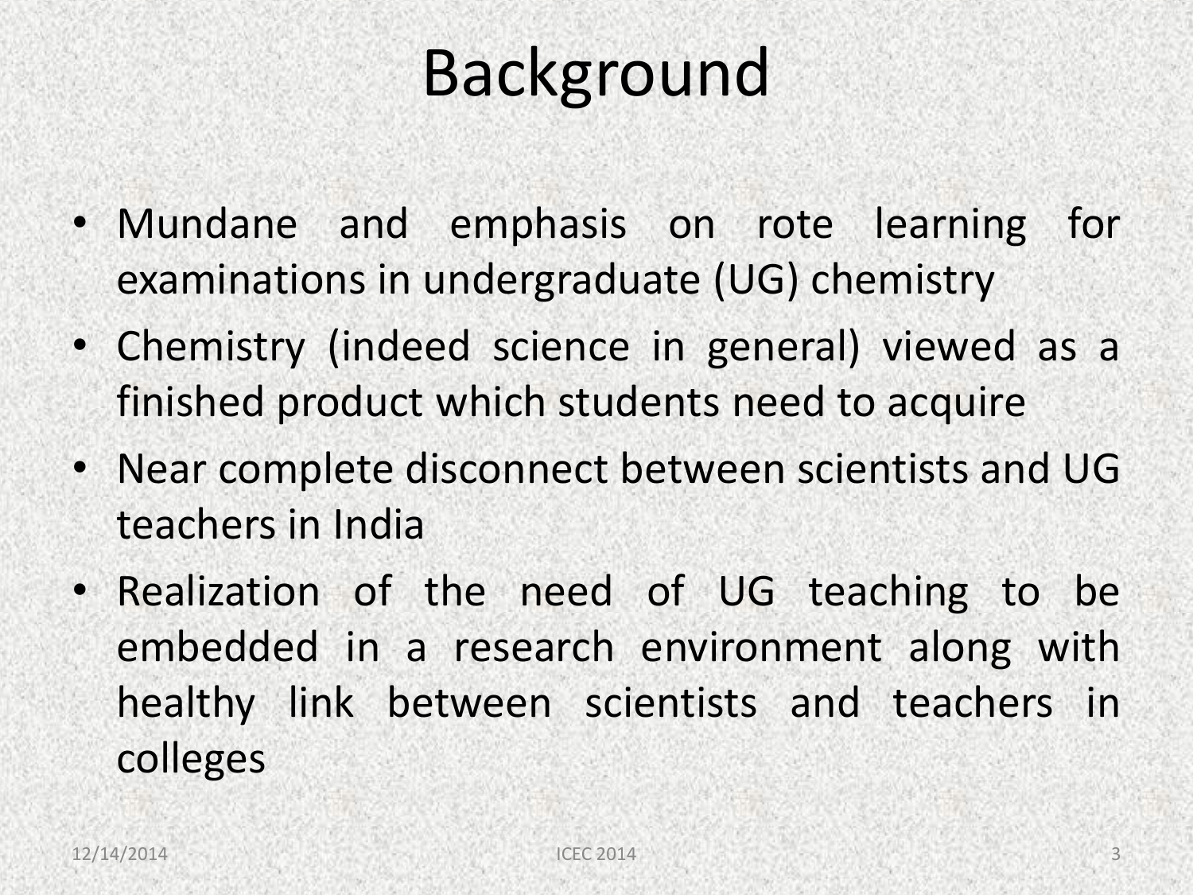# Background

- Mundane and emphasis on rote learning for examinations in undergraduate (UG) chemistry
- Chemistry (indeed science in general) viewed as a finished product which students need to acquire
- Near complete disconnect between scientists and UG teachers in India
- Realization of the need of UG teaching to be embedded in a research environment along with healthy link between scientists and teachers in colleges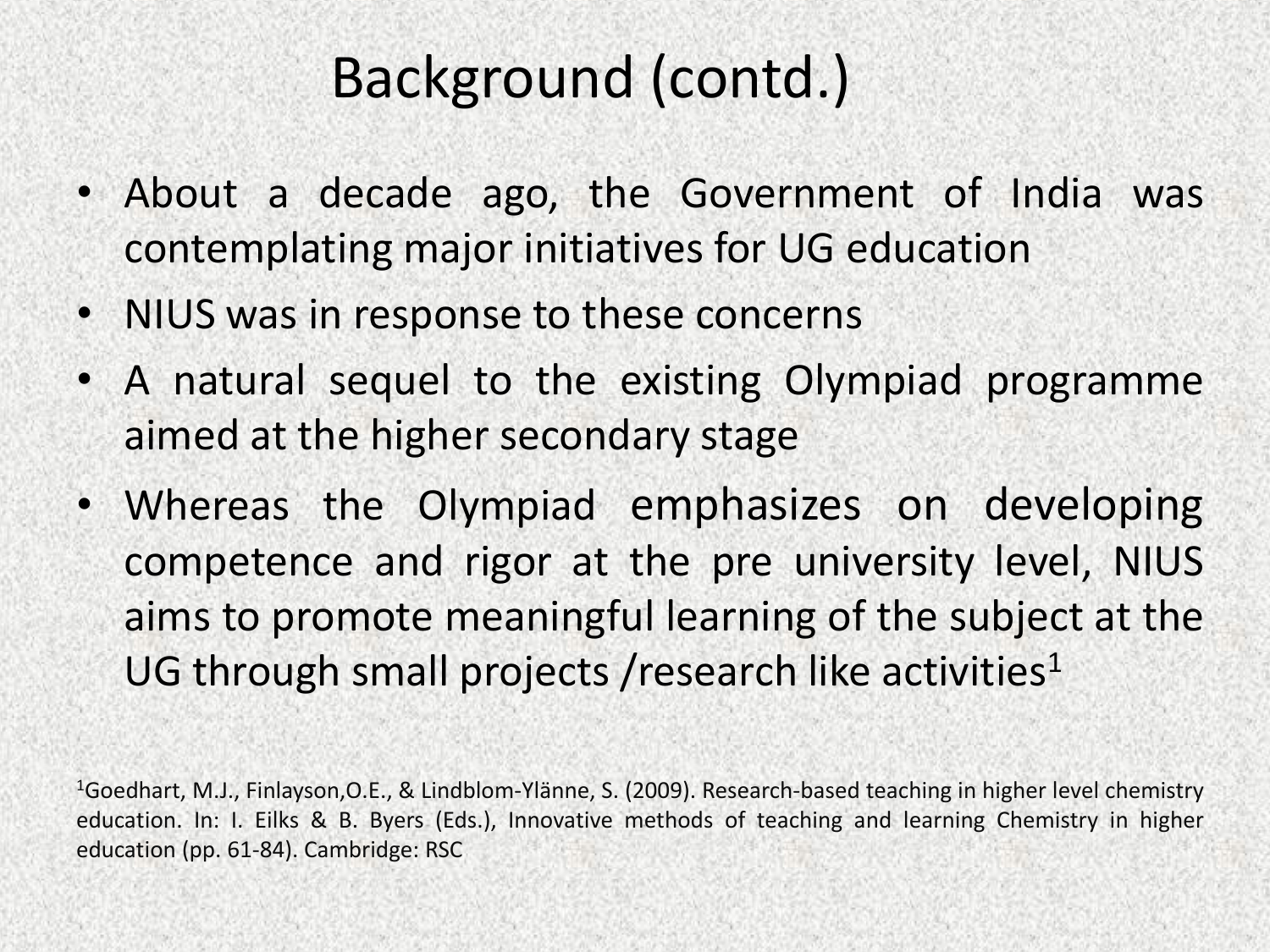# Background (contd.)

- About a decade ago, the Government of India was contemplating major initiatives for UG education
- NIUS was in response to these concerns
- A natural sequel to the existing Olympiad programme aimed at the higher secondary stage
- Whereas the Olympiad emphasizes on developing competence and rigor at the pre university level, NIUS aims to promote meaningful learning of the subject at the UG through small projects /research like activities[1]

[1]Goedhart, M.J., Finlayson,O.E., & Lindblom-Ylänne, S. (2009). Research-based teaching in higher level chemistry education. In: I. Eilks & B. Byers (Eds.), Innovative methods of teaching and learning Chemistry in higher education (pp. 61-84). Cambridge: RSC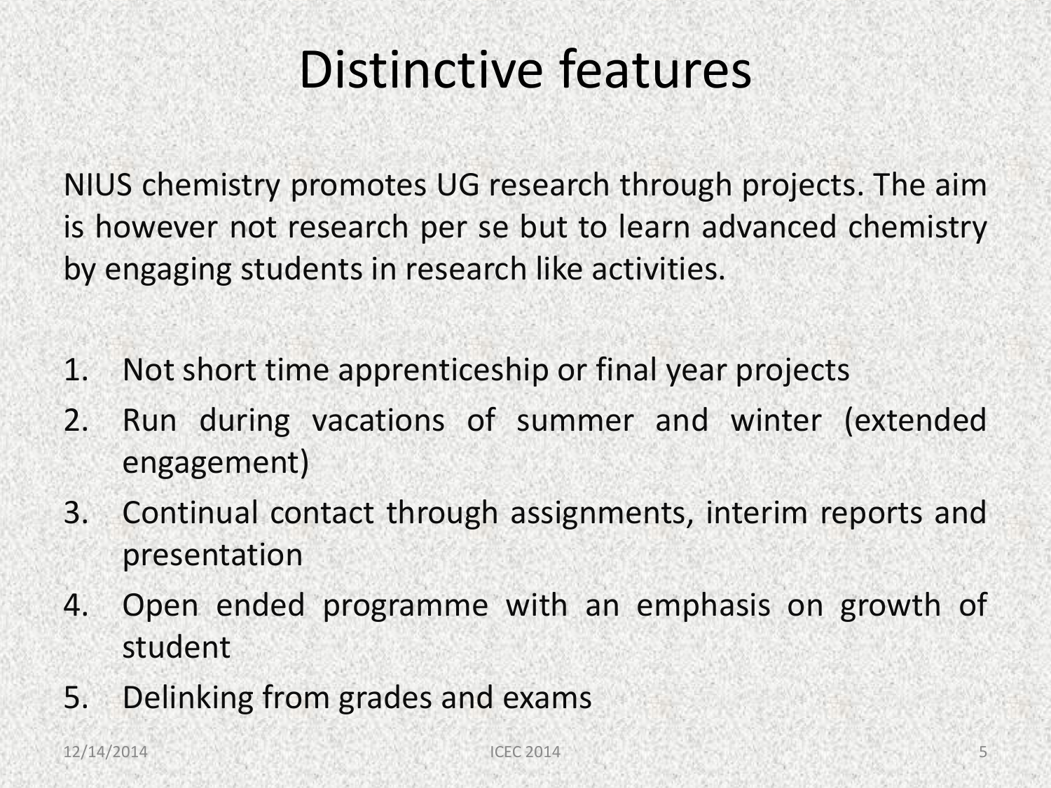# Distinctive features

NIUS chemistry promotes UG research through projects. The aim is however not research per se but to learn advanced chemistry by engaging students in research like activities.

1. Not short time apprenticeship or final year projects
2. Run during vacations of summer and winter (extended engagement)
3. Continual contact through assignments, interim reports and presentation
4. Open ended programme with an emphasis on growth of student
5. Delinking from grades and exams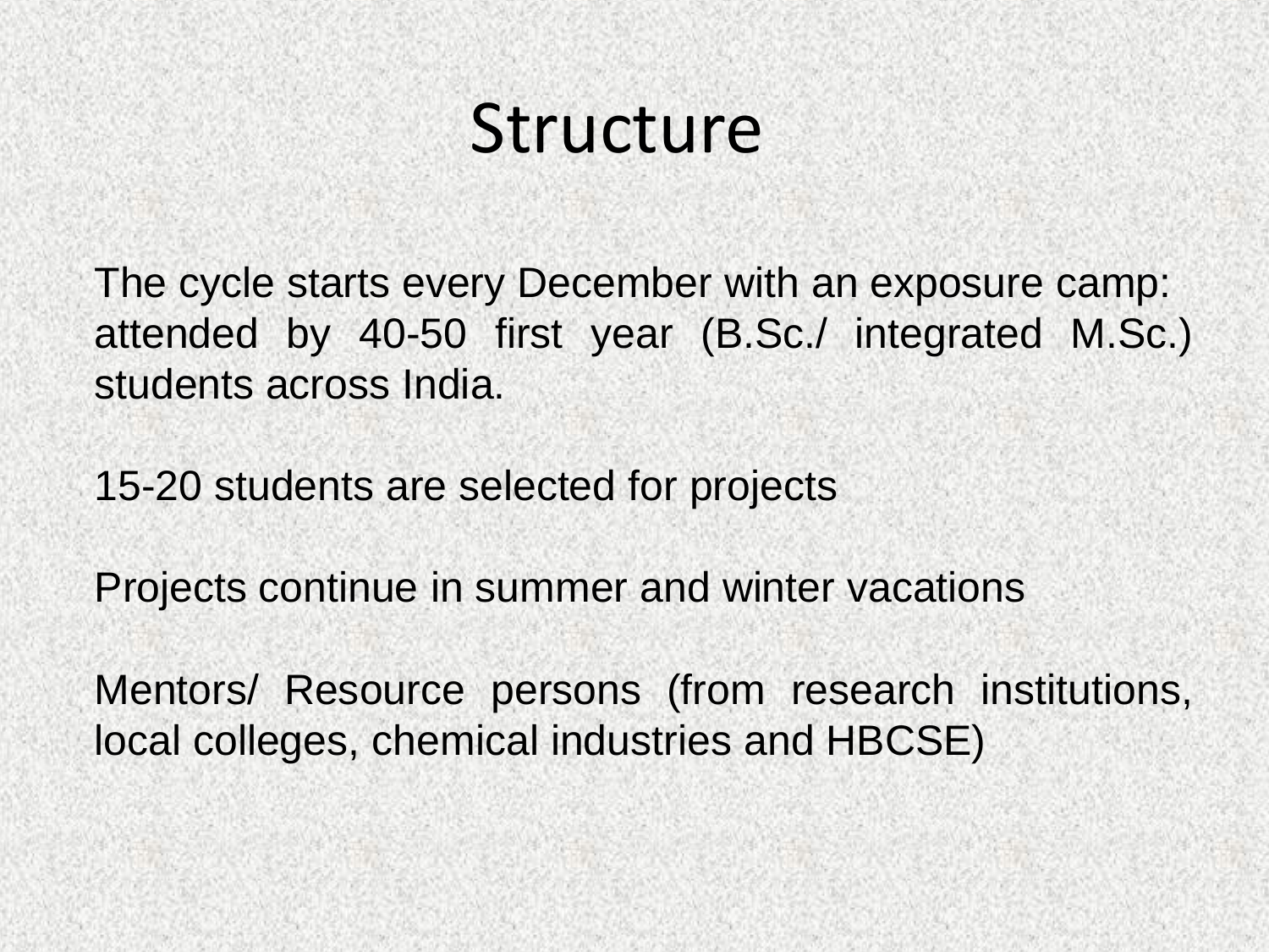# Structure

The cycle starts every December with an exposure camp: attended by 40-50 first year (B.Sc./ integrated M.Sc.) students across India.

15-20 students are selected for projects

Projects continue in summer and winter vacations

Mentors/ Resource persons (from research institutions, local colleges, chemical industries and HBCSE)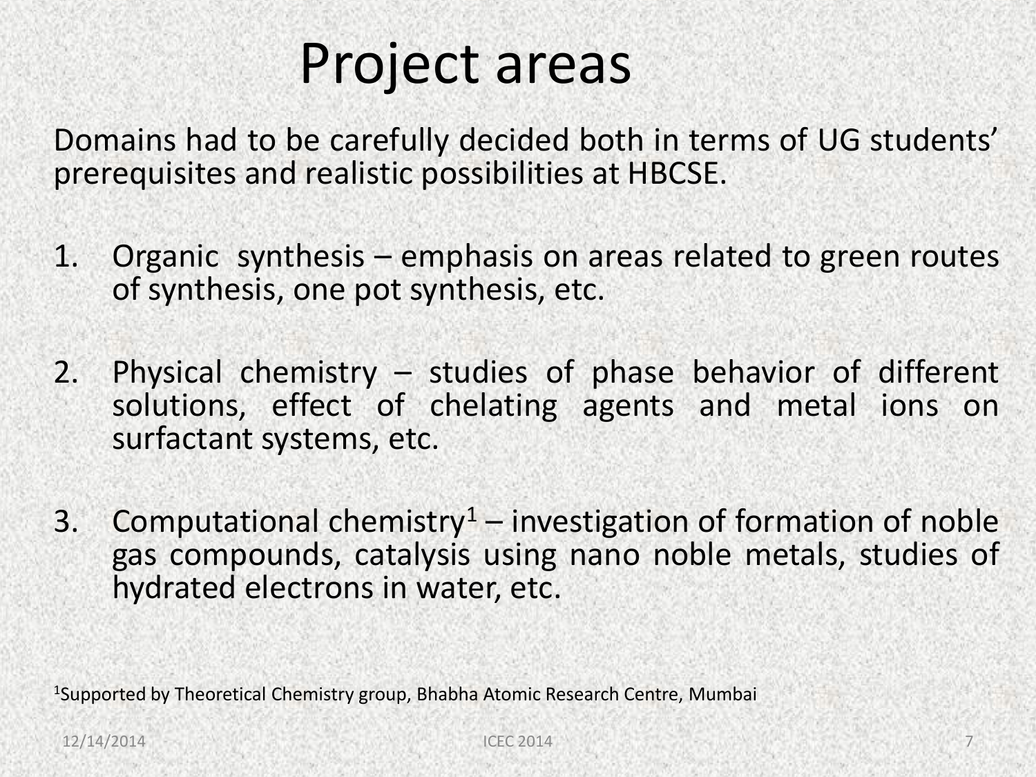# Project areas

Domains had to be carefully decided both in terms of UG students' prerequisites and realistic possibilities at HBCSE.

1. Organic synthesis – emphasis on areas related to green routes of synthesis, one pot synthesis, etc.

2. Physical chemistry – studies of phase behavior of different solutions, effect of chelating agents and metal ions on surfactant systems, etc.

3. Computational chemistry[1] – investigation of formation of noble gas compounds, catalysis using nano noble metals, studies of hydrated electrons in water, etc.

[1]Supported by Theoretical Chemistry group, Bhabha Atomic Research Centre, Mumbai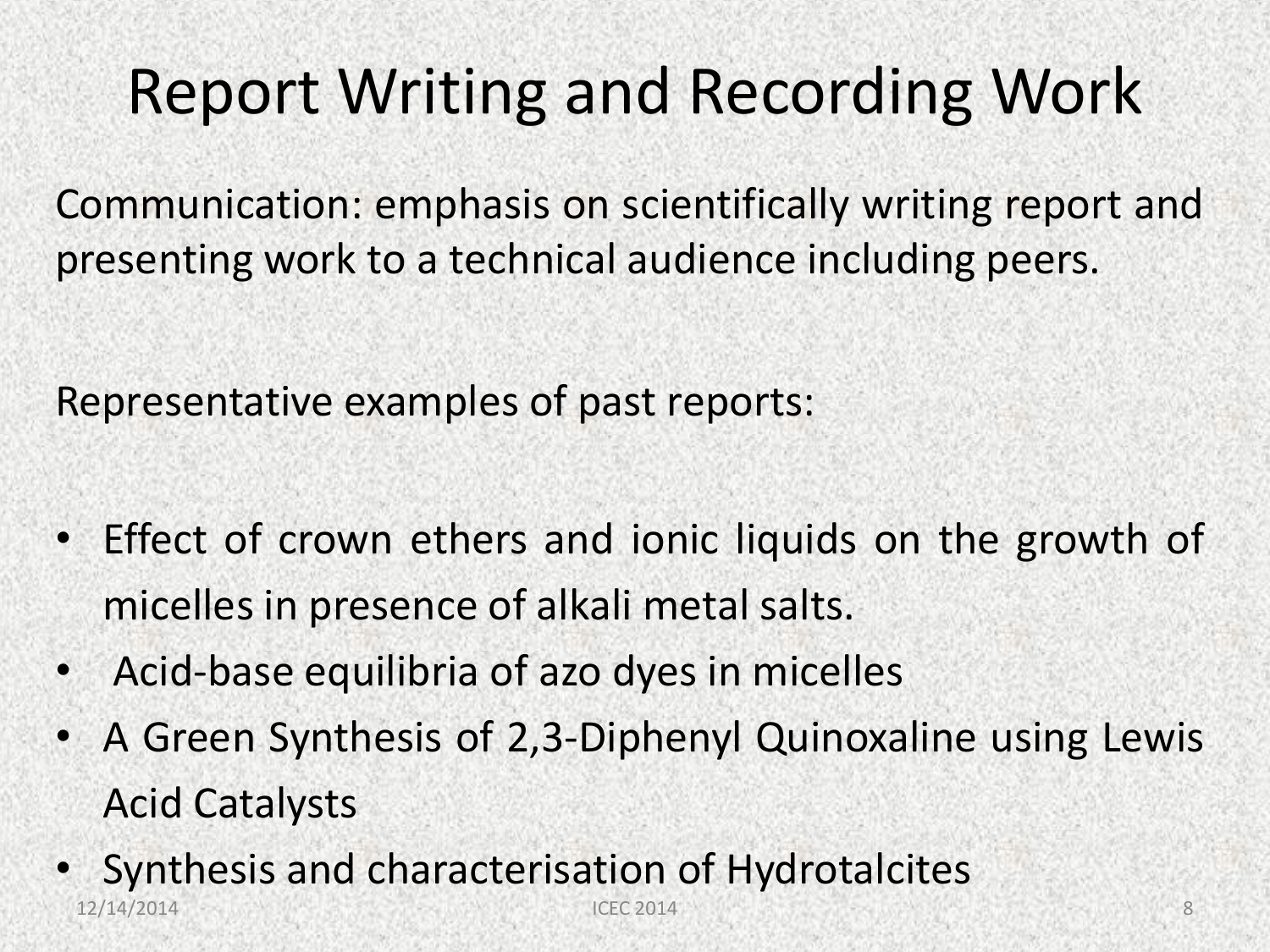# Report Writing and Recording Work

Communication: emphasis on scientifically writing report and presenting work to a technical audience including peers.

Representative examples of past reports:

- Effect of crown ethers and ionic liquids on the growth of micelles in presence of alkali metal salts.
- Acid-base equilibria of azo dyes in micelles
- A Green Synthesis of 2,3-Diphenyl Quinoxaline using Lewis Acid Catalysts
- Synthesis and characterisation of Hydrotalcites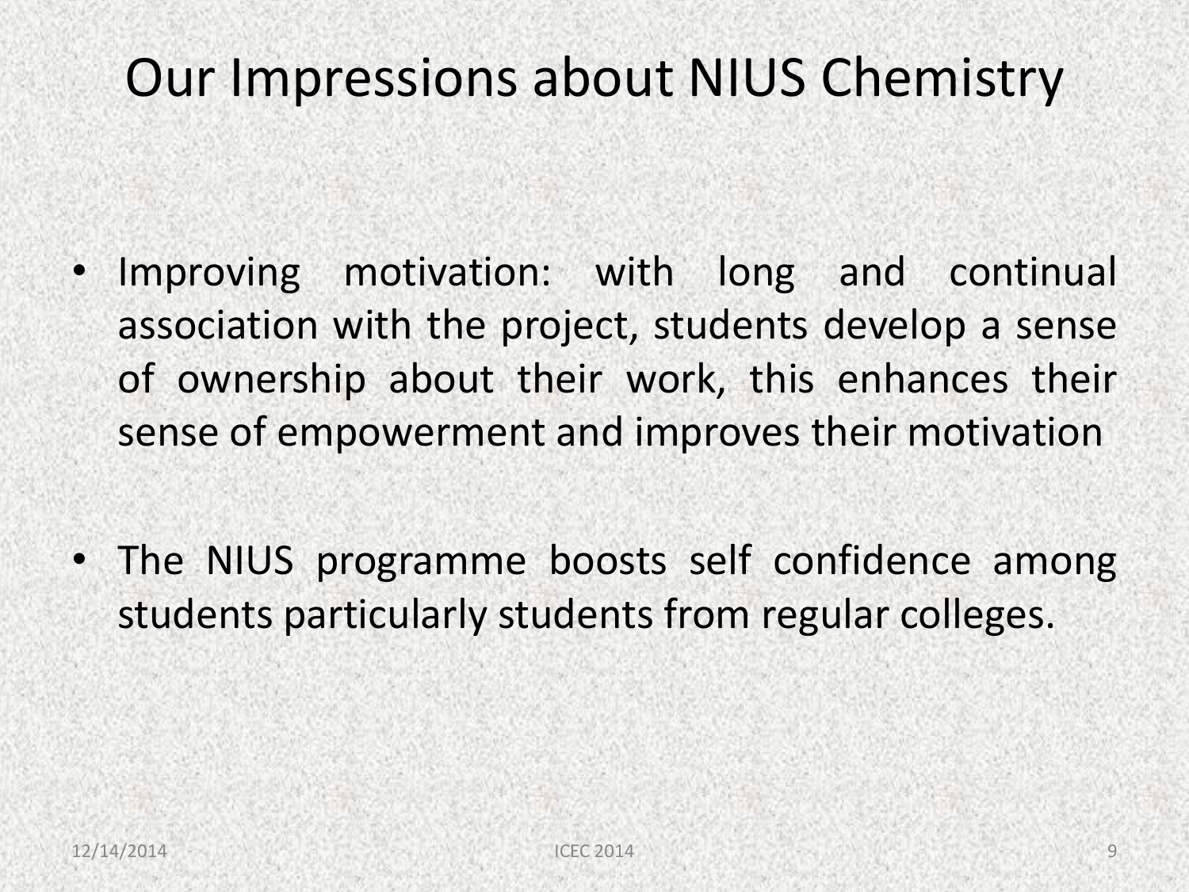# Our Impressions about NIUS Chemistry

- Improving motivation: with long and continual association with the project, students develop a sense of ownership about their work, this enhances their sense of empowerment and improves their motivation

- The NIUS programme boosts self confidence among students particularly students from regular colleges.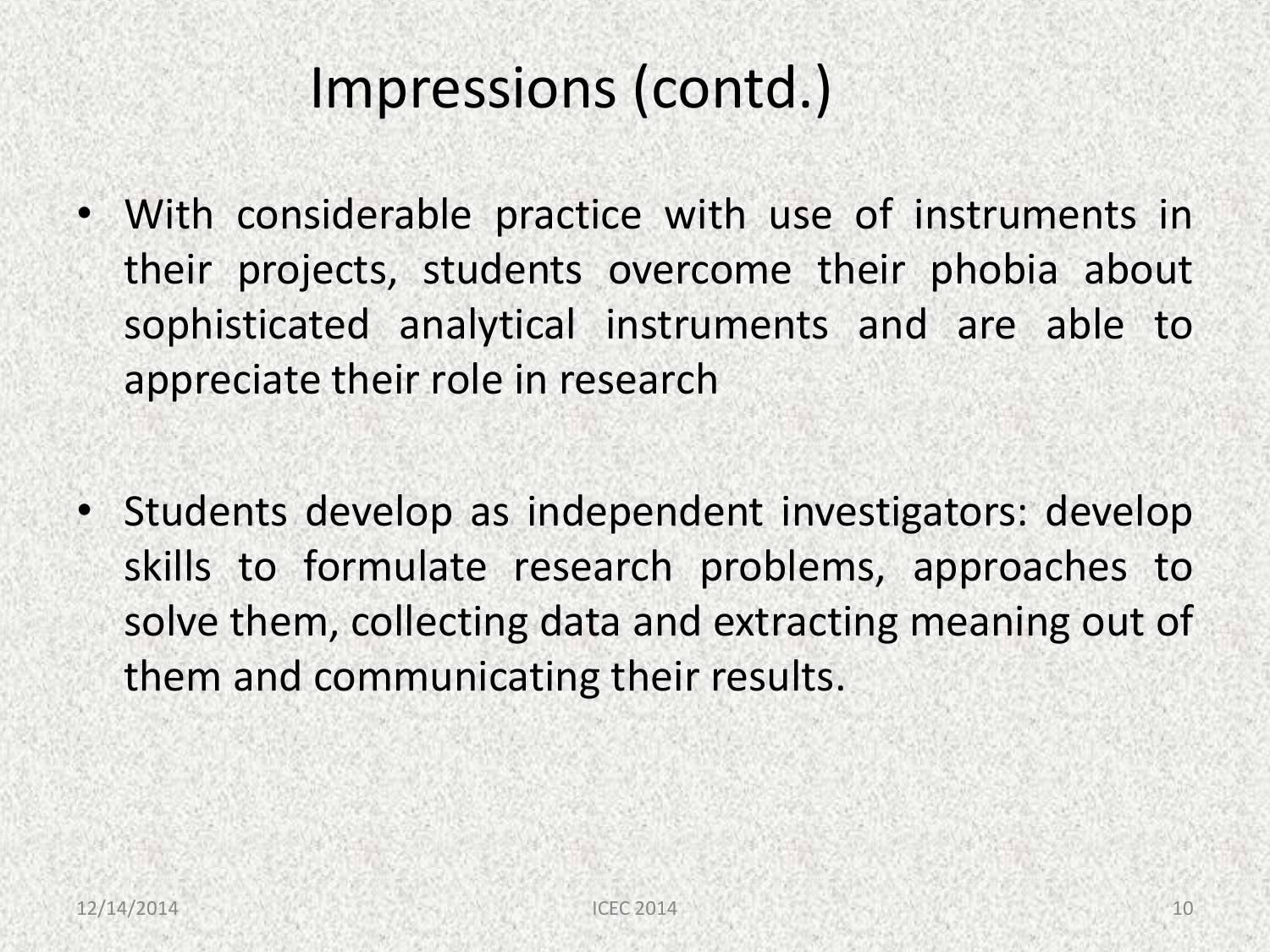# Impressions (contd.)

- With considerable practice with use of instruments in their projects, students overcome their phobia about sophisticated analytical instruments and are able to appreciate their role in research

- Students develop as independent investigators: develop skills to formulate research problems, approaches to solve them, collecting data and extracting meaning out of them and communicating their results.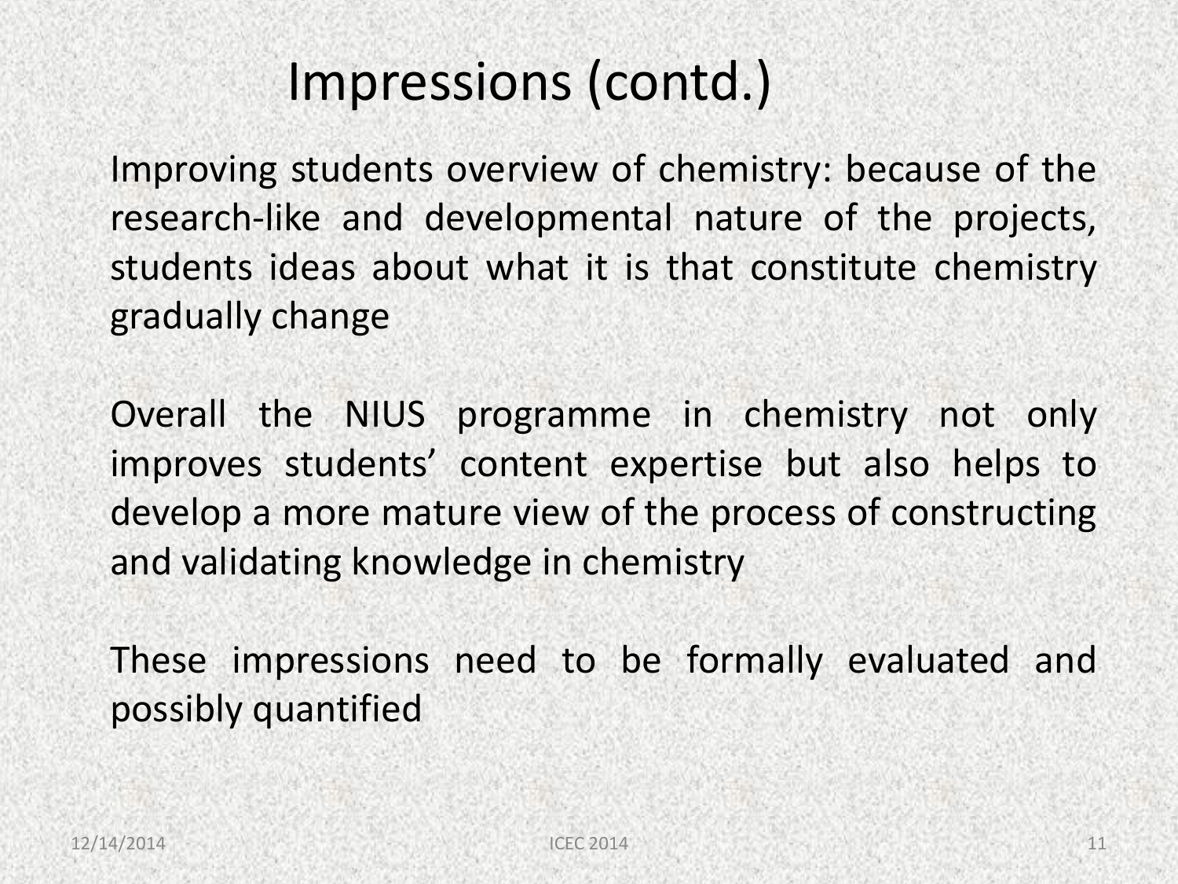# Impressions (contd.)

Improving students overview of chemistry: because of the research-like and developmental nature of the projects, students ideas about what it is that constitute chemistry gradually change

Overall the NIUS programme in chemistry not only improves students' content expertise but also helps to develop a more mature view of the process of constructing and validating knowledge in chemistry

These impressions need to be formally evaluated and possibly quantified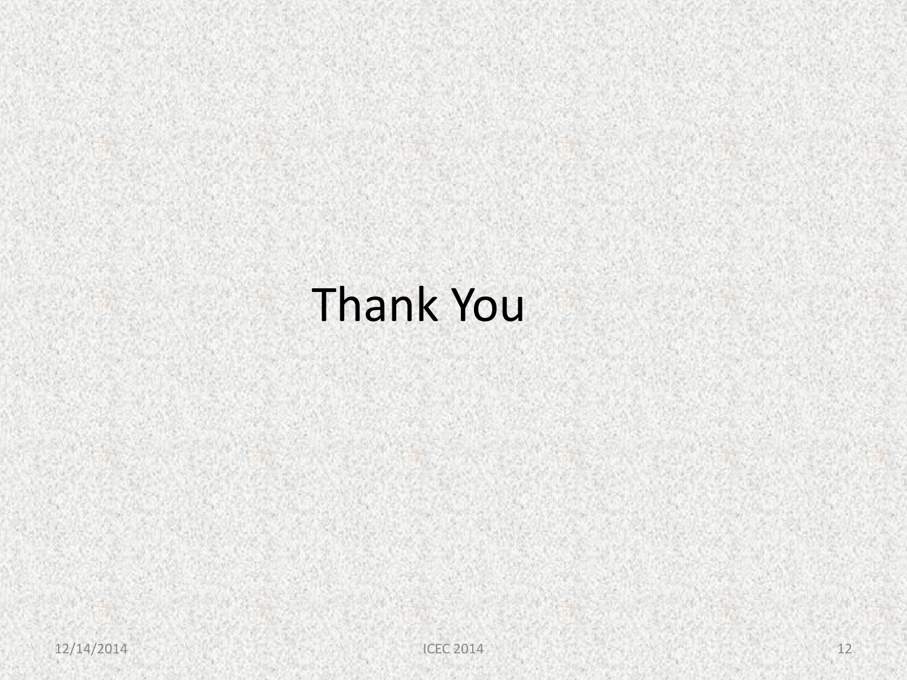Thank You